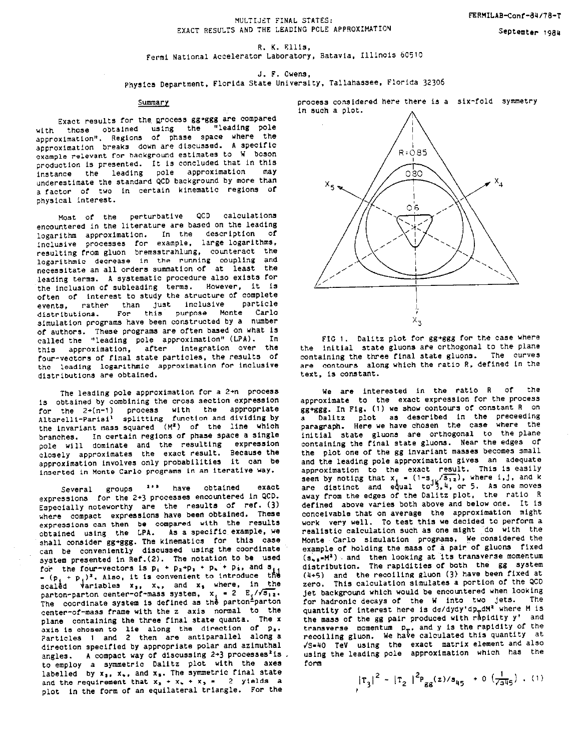FERMILAB-Conf-84/78-T

September 1984

# MULTIJET FINAL STATES: EXACT RESULTS AND THE LEADING POLE APPROXIMATION

R. K. Ellis,
Fermi National Accelerator Laboratory, Batavia, Illinois 60510

J. F. Owens,
Physics Department, Florida State University, Tallahassee, Florida 32306

## Summary

Exact results for the process $gg \to ggg$ are compared with those obtained using the "leading pole approximation". Regions of phase space where the approximation breaks down are discussed. A specific example relevant for background estimates to W boson production is presented. It is concluded that in this instance the leading pole approximation may underestimate the standard QCD background by more than a factor of two in certain kinematic regions of physical interest.

Most of the perturbative QCD calculations encountered in the literature are based on the leading logarithm approximation. In the description of inclusive processes for example, large logarithms, resulting from gluon bremsstrahlung, counteract the logarithmic decrease in the running coupling and necessitate an all orders summation of at least the leading terms. A systematic procedure also exists for the inclusion of subleading terms. However, it is often of interest to study the structure of complete events, rather than just inclusive particle distributions. For this purpose Monte Carlo simulation programs have been constructed by a number of authors. These programs are often based on what is called the "leading pole approximation" (LPA). In this approximation, after integration over the four-vectors of final state particles, the results of the leading logarithmic approximation for inclusive distributions are obtained.

The leading pole approximation for a $2 \to n$ process is obtained by combining the cross section expression for the $2 \to (n-1)$ process with the appropriate Altarelli-Parisi[1] splitting function and dividing by the invariant mass squared ($M^2$) of the line which branches. In certain regions of phase space a single pole will dominate and the resulting expression closely approximates the exact result. Because the approximation involves only probabilities it can be inserted in Monte Carlo programs in an iterative way.

Several groups [2,3] have obtained exact expressions for the 2→3 processes encountered in QCD. Especially noteworthy are the results of ref. (3) where compact expressions have been obtained. These expressions can then be compared with the results obtained using the LPA. As a specific example, we shall consider $gg \to ggg$. The kinematics for this case can be conveniently discussed using the coordinate system presented in Ref.(2). The notation to be used for the four-vectors is $p_1 + p_2 \to p_3 + p_4 + p_5$, and $s_{ij} = (p_i + p_j)^2$. Also, it is convenient to introduce the scaled variables $x_3$, $x_4$, and $x_5$ where, in the parton-parton center-of-mass system, $x_i = 2\ E_i/\sqrt{s_{12}}$. The coordinate system is defined as the parton-parton center-of-mass frame with the z axis normal to the plane containing the three final state quanta. The x axis is chosen to lie along the direction of $p_3$. Particles 1 and 2 then are antiparallel along a direction specified by appropriate polar and azimuthal angles. A compact way of discussing 2→3 processes[2] is to employ a symmetric Dalitz plot with the axes labelled by $x_3$, $x_4$, and $x_5$. The symmetric final state and the requirement that $x_3 + x_4 + x_5 = 2$ yields a plot in the form of an equilateral triangle. For the process considered here there is a six-fold symmetry in such a plot.

FIG 1. Dalitz plot for $gg \to ggg$ for the case where the initial state gluons are orthogonal to the plane containing the three final state gluons. The curves are contours along which the ratio R, defined in the text, is constant.

We are interested in the ratio R of the approximate to the exact expression for the process $gg \to ggg$. In Fig. (1) we show contours of constant R on a Dalitz plot as described in the preceeding paragraph. Here we have chosen the case where the initial state gluons are orthogonal to the plane containing the final state gluons. Near the edges of the plot one of the gg invariant masses becomes small and the leading pole approximation gives an adequate approximation to the exact result. This is easily seen by noting that $x_i = (1 - s_{jk}/s_{12})$, where i, j, and k are distinct and equal to 3, 4, or 5. As one moves away from the edges of the Dalitz plot, the ratio R defined above varies both above and below one. It is conceivable that on average the approximation might work very well. To test this we decided to perform a realistic calculation such as one might do with the Monte Carlo simulation programs. We considered the example of holding the mass of a pair of gluons fixed ($s_{45} = M^2$) and then looking at its transverse momentum distribution. The rapidities of both the gg system (4+5) and the recoiling gluon (3) have been fixed at zero. This calculation simulates a portion of the QCD jet background which would be encountered when looking for hadronic decays of the W into two jets. The quantity of interest here is $d\sigma/dydy'dp_T dM^2$ where M is the mass of the gg pair produced with rapidity y' and transverse momentum $p_T$, and y is the rapidity of the recoiling gluon. We have calculated this quantity at $\sqrt{S} = 40$ TeV using the exact matrix element and also using the leading pole approximation which has the form

$$|T_3|^2 \sim |T_2|^2 P_{gg}(z)/s_{45} + O\left(\frac{1}{\sqrt{s_{45}}}\right) \,. \quad (1)$$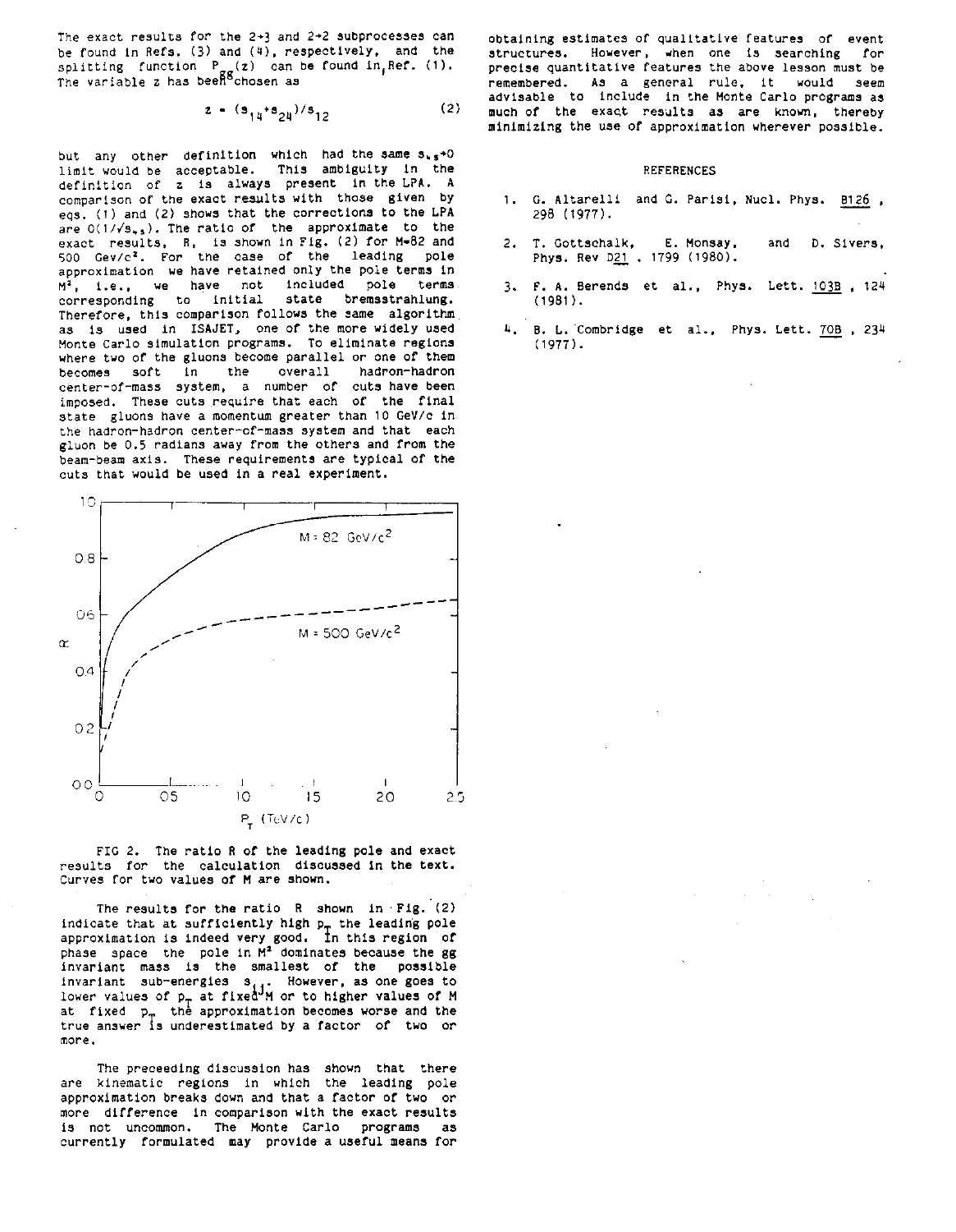The exact results for the 2→3 and 2→2 subprocesses can be found in Refs. (3) and (4), respectively, and the splitting function $P_{gg}(z)$ can be found in Ref. (1). The variable z has been chosen as

$$z = (s_{14}+s_{24})/s_{12} \tag{2}$$

but any other definition which had the same $s_{**} \to 0$ limit would be acceptable. This ambiguity in the definition of z is always present in the LPA. A comparison of the exact results with those given by eqs. (1) and (2) shows that the corrections to the LPA are $O(1/\sqrt{s_{**}})$. The ratio of the approximate to the exact results, R, is shown in Fig. (2) for M=82 and 500 GeV/c². For the case of the leading pole approximation we have retained only the pole terms in $M^2$, i.e., we have not included pole terms corresponding to initial state bremsstrahlung. Therefore, this comparison follows the same algorithm as is used in ISAJET, one of the more widely used Monte Carlo simulation programs. To eliminate regions where two of the gluons become parallel or one of them becomes soft in the overall hadron-hadron center-of-mass system, a number of cuts have been imposed. These cuts require that each of the final state gluons have a momentum greater than 10 GeV/c in the hadron-hadron center-of-mass system and that each gluon be 0.5 radians away from the others and from the beam-beam axis. These requirements are typical of the cuts that would be used in a real experiment.

FIG 2. The ratio R of the leading pole and exact results for the calculation discussed in the text. Curves for two values of M are shown.

The results for the ratio R shown in Fig. (2) indicate that at sufficiently high $p_T$ the leading pole approximation is indeed very good. In this region of phase space the pole in $M^2$ dominates because the gg invariant mass is the smallest of the possible invariant sub-energies $s_{ij}$. However, as one goes to lower values of $p_T$ at fixed M or to higher values of M at fixed $p_T$ the approximation becomes worse and the true answer is underestimated by a factor of two or more.

The preceeding discussion has shown that there are kinematic regions in which the leading pole approximation breaks down and that a factor of two or more difference in comparison with the exact results is not uncommon. The Monte Carlo programs as currently formulated may provide a useful means for obtaining estimates of qualitative features of event structures. However, when one is searching for precise quantitative features the above lesson must be remembered. As a general rule, it would seem advisable to include in the Monte Carlo programs as much of the exact results as are known, thereby minimizing the use of approximation wherever possible.

## REFERENCES

1. G. Altarelli and G. Parisi, Nucl. Phys. B126, 298 (1977).
2. T. Gottschalk, E. Monsay, and D. Sivers, Phys. Rev D21, 1799 (1980).
3. F. A. Berends et al., Phys. Lett. 103B, 124 (1981).
4. B. L. Combridge et al., Phys. Lett. 70B, 234 (1977).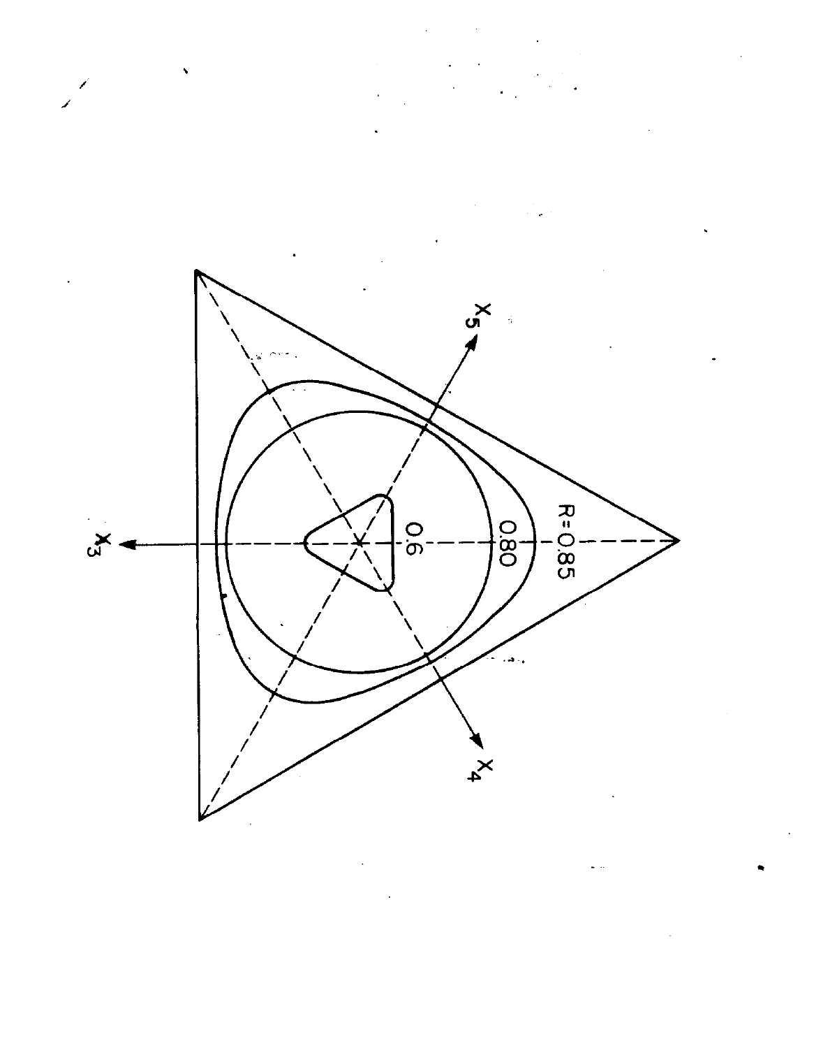$X_5$

R=0.85

0.80

0.6

$X_3$

$X_4$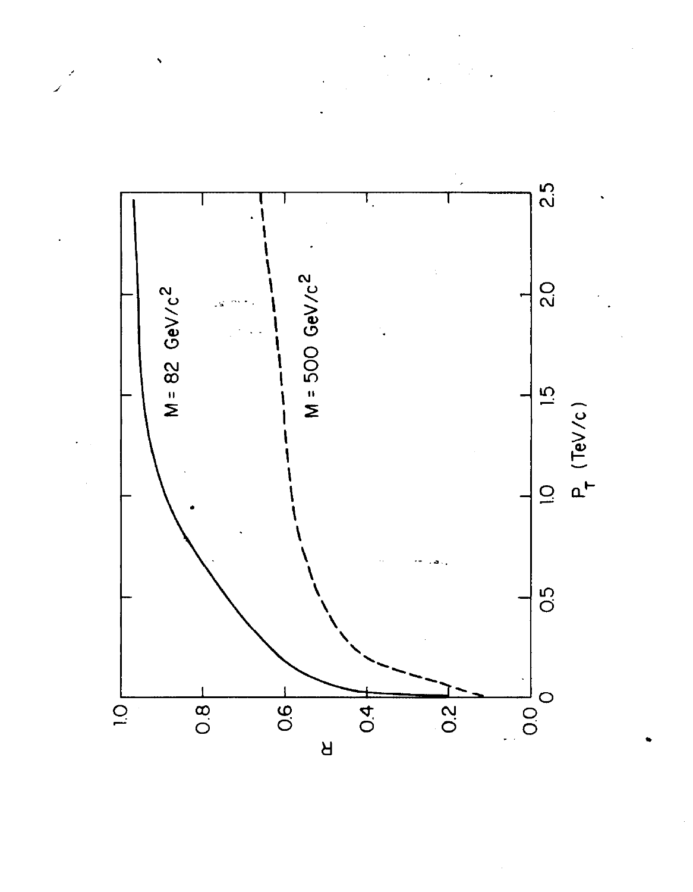R

1.0

0.8

0.6

0.4

0.2

0.0

0

0.5

1.0

1.5

2.0

2.5

$P_T$ (TeV/c)

$M = 82\ \mathrm{GeV}/c^2$

$M = 500\ \mathrm{GeV}/c^2$